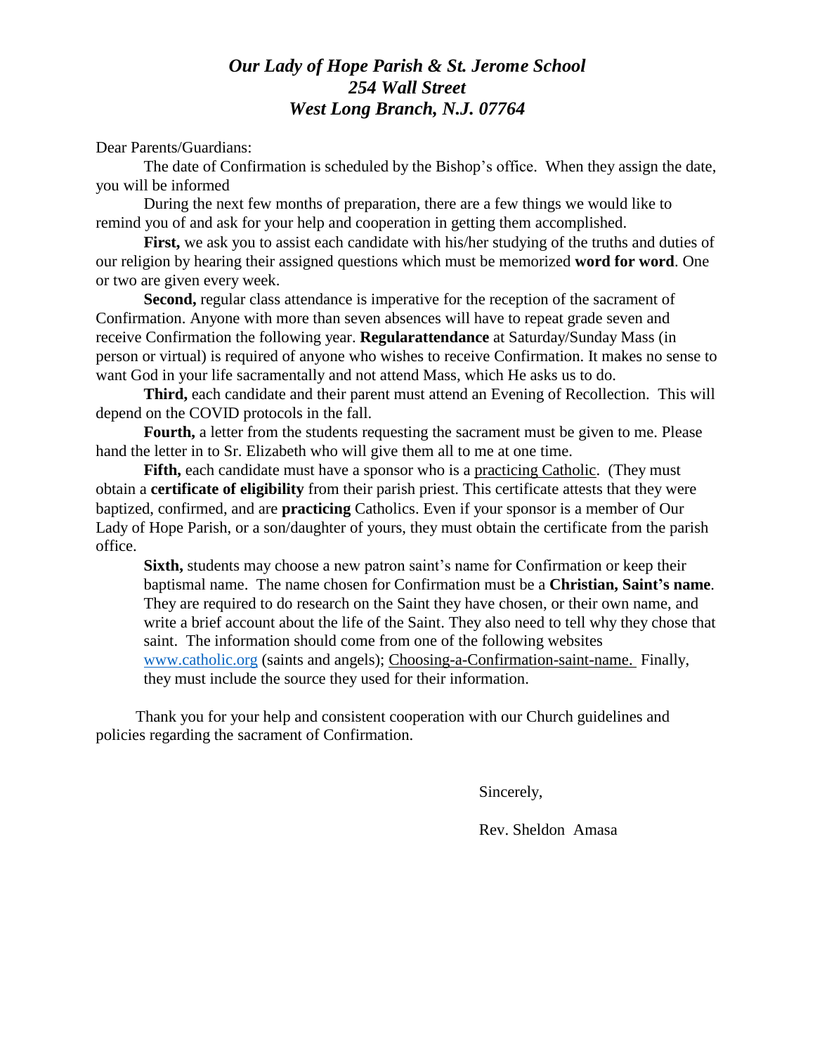***Our Lady of Hope Parish & St. Jerome School***
***254 Wall Street***
***West Long Branch, N.J. 07764***

Dear Parents/Guardians:

The date of Confirmation is scheduled by the Bishop's office. When they assign the date, you will be informed

During the next few months of preparation, there are a few things we would like to remind you of and ask for your help and cooperation in getting them accomplished.

**First,** we ask you to assist each candidate with his/her studying of the truths and duties of our religion by hearing their assigned questions which must be memorized **word for word**. One or two are given every week.

**Second,** regular class attendance is imperative for the reception of the sacrament of Confirmation. Anyone with more than seven absences will have to repeat grade seven and receive Confirmation the following year. **Regularattendance** at Saturday/Sunday Mass (in person or virtual) is required of anyone who wishes to receive Confirmation. It makes no sense to want God in your life sacramentally and not attend Mass, which He asks us to do.

**Third,** each candidate and their parent must attend an Evening of Recollection. This will depend on the COVID protocols in the fall.

**Fourth,** a letter from the students requesting the sacrament must be given to me. Please hand the letter in to Sr. Elizabeth who will give them all to me at one time.

**Fifth,** each candidate must have a sponsor who is a practicing Catholic. (They must obtain a **certificate of eligibility** from their parish priest. This certificate attests that they were baptized, confirmed, and are **practicing** Catholics. Even if your sponsor is a member of Our Lady of Hope Parish, or a son/daughter of yours, they must obtain the certificate from the parish office.

**Sixth,** students may choose a new patron saint's name for Confirmation or keep their baptismal name. The name chosen for Confirmation must be a **Christian, Saint's name**. They are required to do research on the Saint they have chosen, or their own name, and write a brief account about the life of the Saint. They also need to tell why they chose that saint. The information should come from one of the following websites www.catholic.org (saints and angels); Choosing-a-Confirmation-saint-name. Finally, they must include the source they used for their information.

Thank you for your help and consistent cooperation with our Church guidelines and policies regarding the sacrament of Confirmation.

Sincerely,

Rev. Sheldon Amasa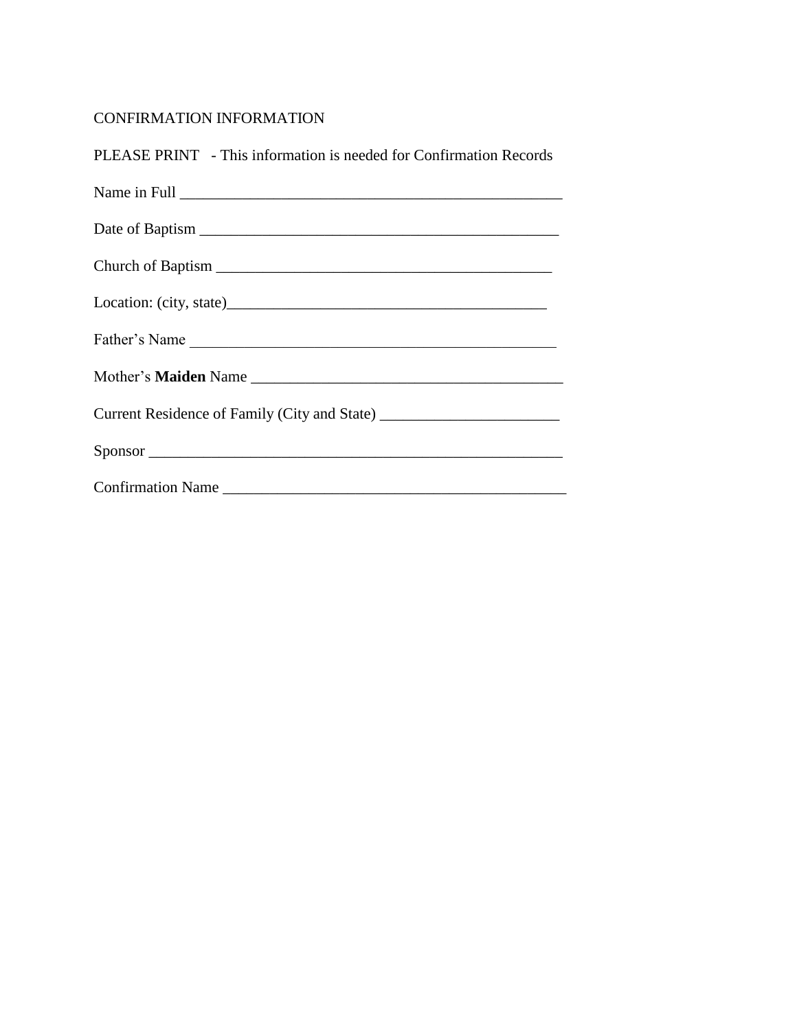CONFIRMATION INFORMATION

PLEASE PRINT - This information is needed for Confirmation Records

Name in Full ____________________________________________________

Date of Baptism _________________________________________________

Church of Baptism _____________________________________________

Location: (city, state)___________________________________________

Father's Name __________________________________________________

Mother's **Maiden** Name __________________________________________

Current Residence of Family (City and State) _______________________

Sponsor _______________________________________________________

Confirmation Name ______________________________________________